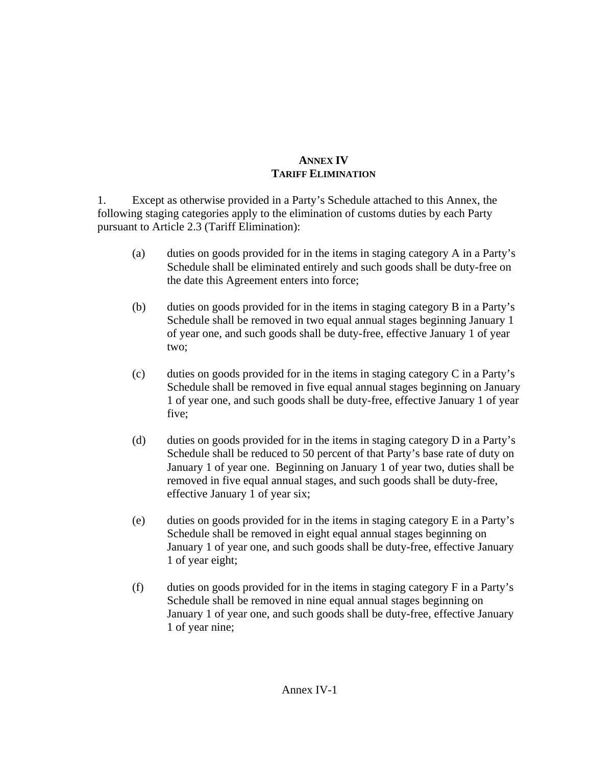# ANNEX IV
## TARIFF ELIMINATION

1. Except as otherwise provided in a Party's Schedule attached to this Annex, the following staging categories apply to the elimination of customs duties by each Party pursuant to Article 2.3 (Tariff Elimination):

(a) duties on goods provided for in the items in staging category A in a Party's Schedule shall be eliminated entirely and such goods shall be duty-free on the date this Agreement enters into force;

(b) duties on goods provided for in the items in staging category B in a Party's Schedule shall be removed in two equal annual stages beginning January 1 of year one, and such goods shall be duty-free, effective January 1 of year two;

(c) duties on goods provided for in the items in staging category C in a Party's Schedule shall be removed in five equal annual stages beginning on January 1 of year one, and such goods shall be duty-free, effective January 1 of year five;

(d) duties on goods provided for in the items in staging category D in a Party's Schedule shall be reduced to 50 percent of that Party's base rate of duty on January 1 of year one. Beginning on January 1 of year two, duties shall be removed in five equal annual stages, and such goods shall be duty-free, effective January 1 of year six;

(e) duties on goods provided for in the items in staging category E in a Party's Schedule shall be removed in eight equal annual stages beginning on January 1 of year one, and such goods shall be duty-free, effective January 1 of year eight;

(f) duties on goods provided for in the items in staging category F in a Party's Schedule shall be removed in nine equal annual stages beginning on January 1 of year one, and such goods shall be duty-free, effective January 1 of year nine;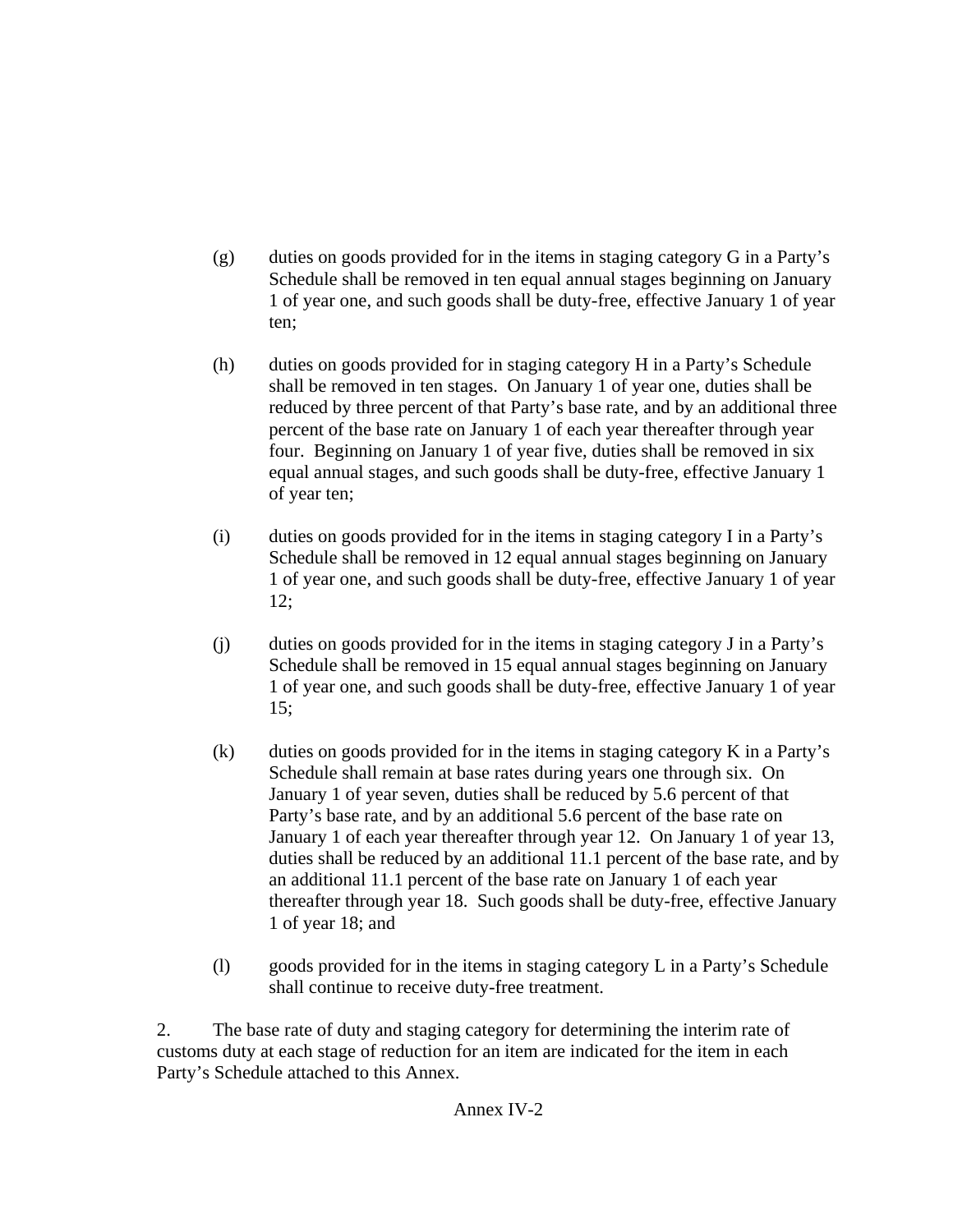(g) duties on goods provided for in the items in staging category G in a Party's Schedule shall be removed in ten equal annual stages beginning on January 1 of year one, and such goods shall be duty-free, effective January 1 of year ten;

(h) duties on goods provided for in staging category H in a Party's Schedule shall be removed in ten stages. On January 1 of year one, duties shall be reduced by three percent of that Party's base rate, and by an additional three percent of the base rate on January 1 of each year thereafter through year four. Beginning on January 1 of year five, duties shall be removed in six equal annual stages, and such goods shall be duty-free, effective January 1 of year ten;

(i) duties on goods provided for in the items in staging category I in a Party's Schedule shall be removed in 12 equal annual stages beginning on January 1 of year one, and such goods shall be duty-free, effective January 1 of year 12;

(j) duties on goods provided for in the items in staging category J in a Party's Schedule shall be removed in 15 equal annual stages beginning on January 1 of year one, and such goods shall be duty-free, effective January 1 of year 15;

(k) duties on goods provided for in the items in staging category K in a Party's Schedule shall remain at base rates during years one through six. On January 1 of year seven, duties shall be reduced by 5.6 percent of that Party's base rate, and by an additional 5.6 percent of the base rate on January 1 of each year thereafter through year 12. On January 1 of year 13, duties shall be reduced by an additional 11.1 percent of the base rate, and by an additional 11.1 percent of the base rate on January 1 of each year thereafter through year 18. Such goods shall be duty-free, effective January 1 of year 18; and

(l) goods provided for in the items in staging category L in a Party's Schedule shall continue to receive duty-free treatment.

2. The base rate of duty and staging category for determining the interim rate of customs duty at each stage of reduction for an item are indicated for the item in each Party's Schedule attached to this Annex.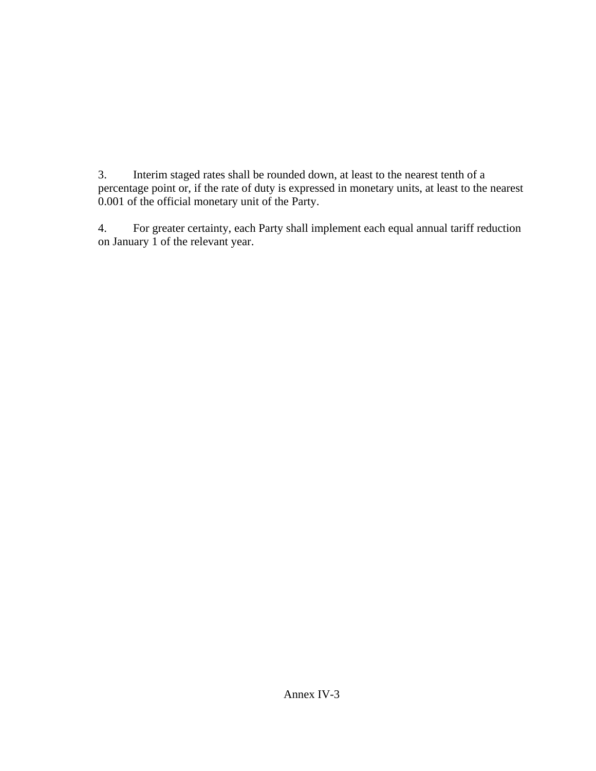3. Interim staged rates shall be rounded down, at least to the nearest tenth of a percentage point or, if the rate of duty is expressed in monetary units, at least to the nearest 0.001 of the official monetary unit of the Party.

4. For greater certainty, each Party shall implement each equal annual tariff reduction on January 1 of the relevant year.